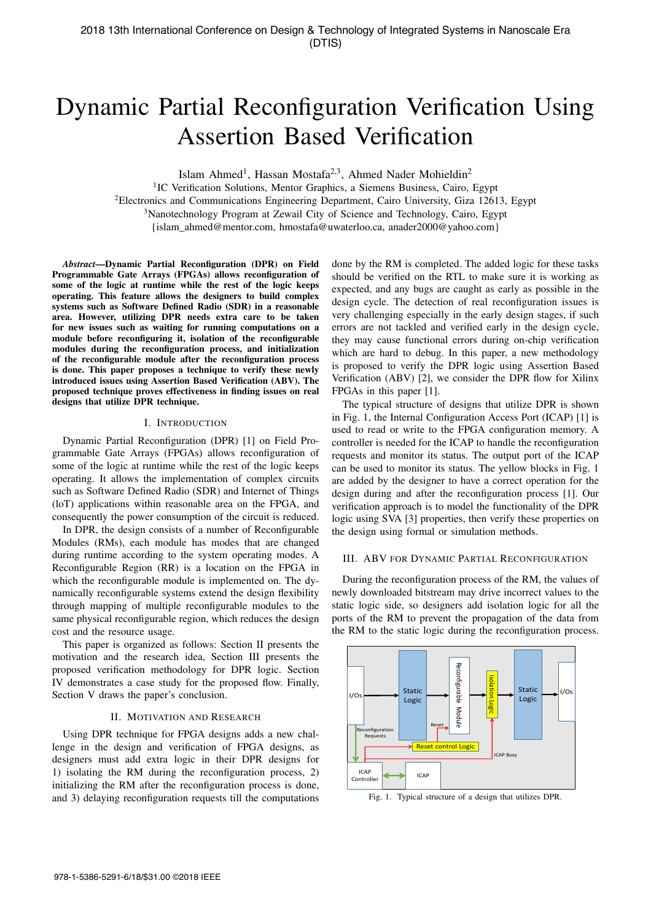2018 13th International Conference on Design & Technology of Integrated Systems in Nanoscale Era (DTIS)

# Dynamic Partial Reconfiguration Verification Using Assertion Based Verification

Islam Ahmed[1], Hassan Mostafa[2,3], Ahmed Nader Mohieldin[2]

[1]IC Verification Solutions, Mentor Graphics, a Siemens Business, Cairo, Egypt
[2]Electronics and Communications Engineering Department, Cairo University, Giza 12613, Egypt
[3]Nanotechnology Program at Zewail City of Science and Technology, Cairo, Egypt
{islam_ahmed@mentor.com, hmostafa@uwaterloo.ca, anader2000@yahoo.com}

***Abstract*—Dynamic Partial Reconfiguration (DPR) on Field Programmable Gate Arrays (FPGAs) allows reconfiguration of some of the logic at runtime while the rest of the logic keeps operating. This feature allows the designers to build complex systems such as Software Defined Radio (SDR) in a reasonable area. However, utilizing DPR needs extra care to be taken for new issues such as waiting for running computations on a module before reconfiguring it, isolation of the reconfigurable modules during the reconfiguration process, and initialization of the reconfigurable module after the reconfiguration process is done. This paper proposes a technique to verify these newly introduced issues using Assertion Based Verification (ABV). The proposed technique proves effectiveness in finding issues on real designs that utilize DPR technique.**

## I. Introduction

Dynamic Partial Reconfiguration (DPR) [1] on Field Programmable Gate Arrays (FPGAs) allows reconfiguration of some of the logic at runtime while the rest of the logic keeps operating. It allows the implementation of complex circuits such as Software Defined Radio (SDR) and Internet of Things (IoT) applications within reasonable area on the FPGA, and consequently the power consumption of the circuit is reduced.

In DPR, the design consists of a number of Reconfigurable Modules (RMs), each module has modes that are changed during runtime according to the system operating modes. A Reconfigurable Region (RR) is a location on the FPGA in which the reconfigurable module is implemented on. The dynamically reconfigurable systems extend the design flexibility through mapping of multiple reconfigurable modules to the same physical reconfigurable region, which reduces the design cost and the resource usage.

This paper is organized as follows: Section II presents the motivation and the research idea, Section III presents the proposed verification methodology for DPR logic. Section IV demonstrates a case study for the proposed flow. Finally, Section V draws the paper's conclusion.

## II. Motivation and Research

Using DPR technique for FPGA designs adds a new challenge in the design and verification of FPGA designs, as designers must add extra logic in their DPR designs for 1) isolating the RM during the reconfiguration process, 2) initializing the RM after the reconfiguration process is done, and 3) delaying reconfiguration requests till the computations done by the RM is completed. The added logic for these tasks should be verified on the RTL to make sure it is working as expected, and any bugs are caught as early as possible in the design cycle. The detection of real reconfiguration issues is very challenging especially in the early design stages, if such errors are not tackled and verified early in the design cycle, they may cause functional errors during on-chip verification which are hard to debug. In this paper, a new methodology is proposed to verify the DPR logic using Assertion Based Verification (ABV) [2], we consider the DPR flow for Xilinx FPGAs in this paper [1].

The typical structure of designs that utilize DPR is shown in Fig. 1, the Internal Configuration Access Port (ICAP) [1] is used to read or write to the FPGA configuration memory. A controller is needed for the ICAP to handle the reconfiguration requests and monitor its status. The output port of the ICAP can be used to monitor its status. The yellow blocks in Fig. 1 are added by the designer to have a correct operation for the design during and after the reconfiguration process [1]. Our verification approach is to model the functionality of the DPR logic using SVA [3] properties, then verify these properties on the design using formal or simulation methods.

## III. ABV for Dynamic Partial Reconfiguration

During the reconfiguration process of the RM, the values of newly downloaded bitstream may drive incorrect values to the static logic side, so designers add isolation logic for all the ports of the RM to prevent the propagation of the data from the RM to the static logic during the reconfiguration process.

Fig. 1. Typical structure of a design that utilizes DPR.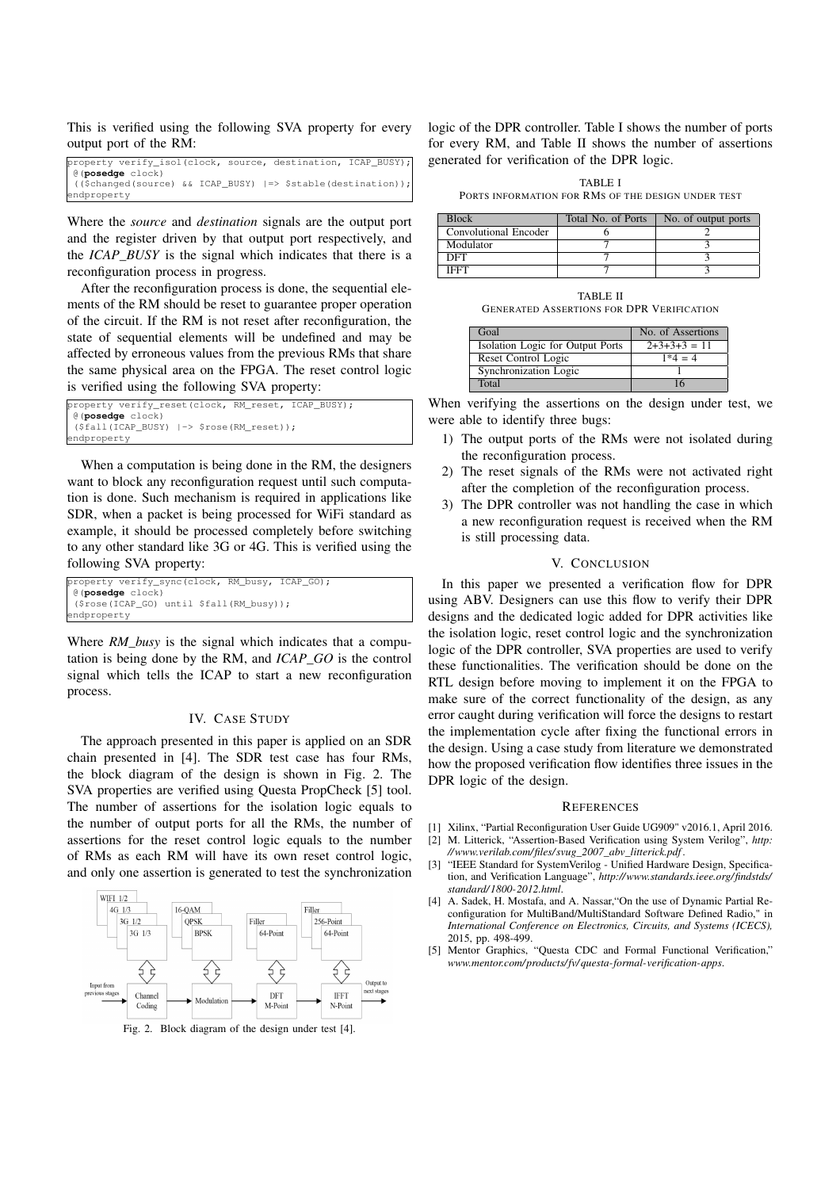This is verified using the following SVA property for every output port of the RM:

```
property verify_isol(clock, source, destination, ICAP_BUSY);
 @(posedge clock)
 (($changed(source) && ICAP_BUSY) |=> $stable(destination));
endproperty
```

Where the *source* and *destination* signals are the output port and the register driven by that output port respectively, and the *ICAP_BUSY* is the signal which indicates that there is a reconfiguration process in progress.

After the reconfiguration process is done, the sequential elements of the RM should be reset to guarantee proper operation of the circuit. If the RM is not reset after reconfiguration, the state of sequential elements will be undefined and may be affected by erroneous values from the previous RMs that share the same physical area on the FPGA. The reset control logic is verified using the following SVA property:

```
property verify_reset(clock, RM_reset, ICAP_BUSY);
 @(posedge clock)
 ($fall(ICAP_BUSY) |-> $rose(RM_reset));
endproperty
```

When a computation is being done in the RM, the designers want to block any reconfiguration request until such computation is done. Such mechanism is required in applications like SDR, when a packet is being processed for WiFi standard as example, it should be processed completely before switching to any other standard like 3G or 4G. This is verified using the following SVA property:

```
property verify_sync(clock, RM_busy, ICAP_GO);
 @(posedge clock)
 ($rose(ICAP_GO) until $fall(RM_busy));
endproperty
```

Where *RM_busy* is the signal which indicates that a computation is being done by the RM, and *ICAP_GO* is the control signal which tells the ICAP to start a new reconfiguration process.

## IV. Case Study

The approach presented in this paper is applied on an SDR chain presented in [4]. The SDR test case has four RMs, the block diagram of the design is shown in Fig. 2. The SVA properties are verified using Questa PropCheck [5] tool. The number of assertions for the isolation logic equals to the number of output ports for all the RMs, the number of assertions for the reset control logic equals to the number of RMs as each RM will have its own reset control logic, and only one assertion is generated to test the synchronization logic of the DPR controller. Table I shows the number of ports for every RM, and Table II shows the number of assertions generated for verification of the DPR logic.

WIFI 1/2
4G 1/3
3G 1/2
3G 1/3
16-QAM
QPSK
BPSK
Filler
64-Point
Filler
256-Point
64-Point
Input from previous stages
Channel Coding
Modulation
DFT M-Point
IFFT N-Point
Output to next stages

Fig. 2. Block diagram of the design under test [4].

TABLE I
PORTS INFORMATION FOR RMS OF THE DESIGN UNDER TEST

| Block | Total No. of Ports | No. of output ports |
|---|---|---|
| Convolutional Encoder | 6 | 2 |
| Modulator | 7 | 3 |
| DFT | 7 | 3 |
| IFFT | 7 | 3 |

TABLE II
GENERATED ASSERTIONS FOR DPR VERIFICATION

| Goal | No. of Assertions |
|---|---|
| Isolation Logic for Output Ports | 2+3+3+3 = 11 |
| Reset Control Logic | 1*4 = 4 |
| Synchronization Logic | 1 |
| Total | 16 |

When verifying the assertions on the design under test, we were able to identify three bugs:

1) The output ports of the RMs were not isolated during the reconfiguration process.
2) The reset signals of the RMs were not activated right after the completion of the reconfiguration process.
3) The DPR controller was not handling the case in which a new reconfiguration request is received when the RM is still processing data.

## V. Conclusion

In this paper we presented a verification flow for DPR using ABV. Designers can use this flow to verify their DPR designs and the dedicated logic added for DPR activities like the isolation logic, reset control logic and the synchronization logic of the DPR controller, SVA properties are used to verify these functionalities. The verification should be done on the RTL design before moving to implement it on the FPGA to make sure of the correct functionality of the design, as any error caught during verification will force the designs to restart the implementation cycle after fixing the functional errors in the design. Using a case study from literature we demonstrated how the proposed verification flow identifies three issues in the DPR logic of the design.

## References

[1] Xilinx, "Partial Reconfiguration User Guide UG909" v2016.1, April 2016.

[2] M. Litterick, "Assertion-Based Verification using System Verilog", *http://www.verilab.com/files/svug_2007_abv_litterick.pdf*.

[3] "IEEE Standard for SystemVerilog - Unified Hardware Design, Specification, and Verification Language", *http://www.standards.ieee.org/findstds/standard/1800-2012.html*.

[4] A. Sadek, H. Mostafa, and A. Nassar,"On the use of Dynamic Partial Reconfiguration for MultiBand/MultiStandard Software Defined Radio," in *International Conference on Electronics, Circuits, and Systems (ICECS)*, 2015, pp. 498-499.

[5] Mentor Graphics, "Questa CDC and Formal Functional Verification," *www.mentor.com/products/fv/questa-formal-verification-apps*.